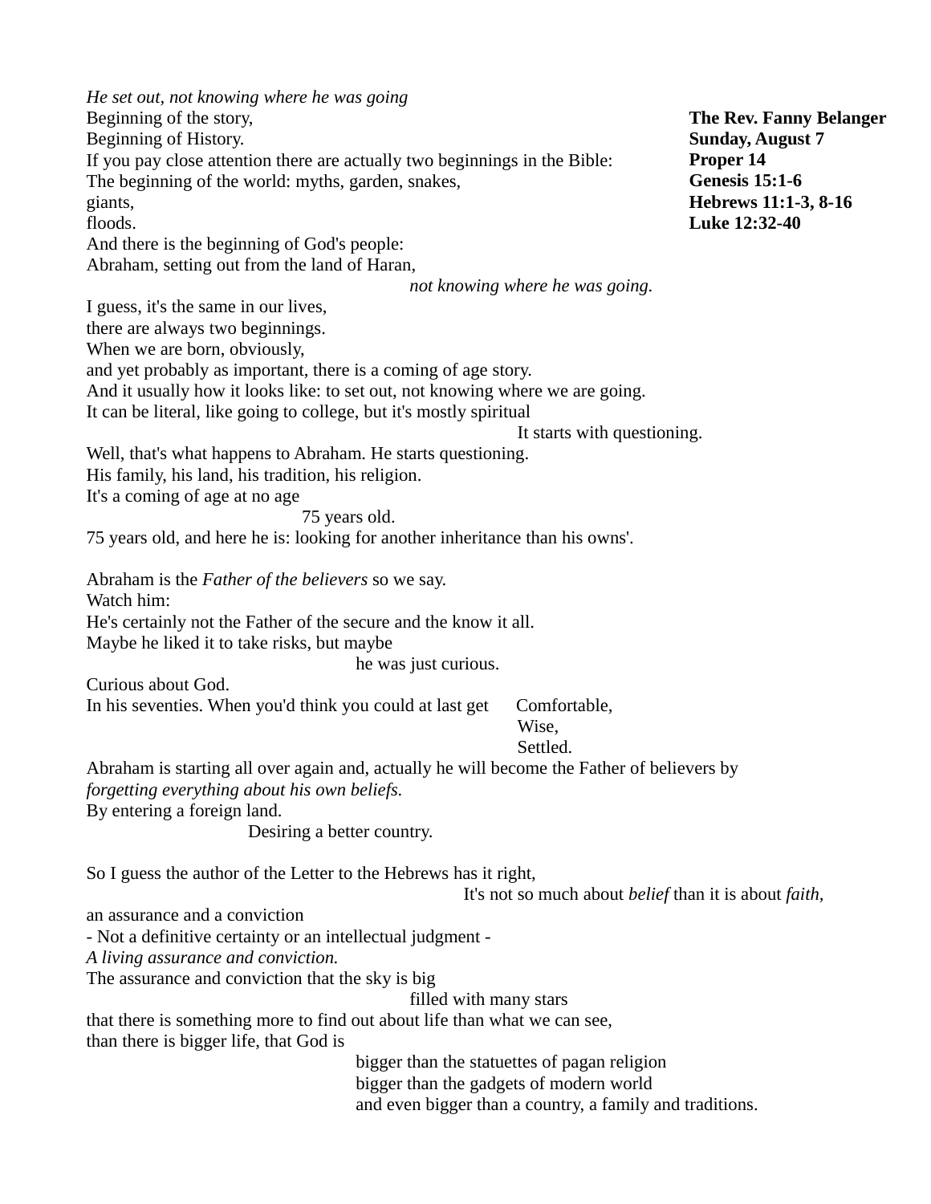**The Rev. Fanny Belanger**
**Sunday, August 7**
**Proper 14**
**Genesis 15:1-6**
**Hebrews 11:1-3, 8-16**
**Luke 12:32-40**

*He set out, not knowing where he was going*
Beginning of the story,
Beginning of History.
If you pay close attention there are actually two beginnings in the Bible:
The beginning of the world: myths, garden, snakes,
giants,
floods.
And there is the beginning of God's people:
Abraham, setting out from the land of Haran,
*not knowing where he was going.*
I guess, it's the same in our lives,
there are always two beginnings.
When we are born, obviously,
and yet probably as important, there is a coming of age story.
And it usually how it looks like: to set out, not knowing where we are going.
It can be literal, like going to college, but it's mostly spiritual
It starts with questioning.
Well, that's what happens to Abraham. He starts questioning.
His family, his land, his tradition, his religion.
It's a coming of age at no age
75 years old.
75 years old, and here he is: looking for another inheritance than his owns'.

Abraham is the *Father of the believers* so we say.
Watch him:
He's certainly not the Father of the secure and the know it all.
Maybe he liked it to take risks, but maybe
he was just curious.
Curious about God.
In his seventies. When you'd think you could at last get Comfortable,
Wise,
Settled.
Abraham is starting all over again and, actually he will become the Father of believers by
*forgetting everything about his own beliefs.*
By entering a foreign land.
Desiring a better country.

So I guess the author of the Letter to the Hebrews has it right,
It's not so much about *belief* than it is about *faith*,
an assurance and a conviction
- Not a definitive certainty or an intellectual judgment -
*A living assurance and conviction.*
The assurance and conviction that the sky is big
filled with many stars
that there is something more to find out about life than what we can see,
than there is bigger life, that God is
bigger than the statuettes of pagan religion
bigger than the gadgets of modern world
and even bigger than a country, a family and traditions.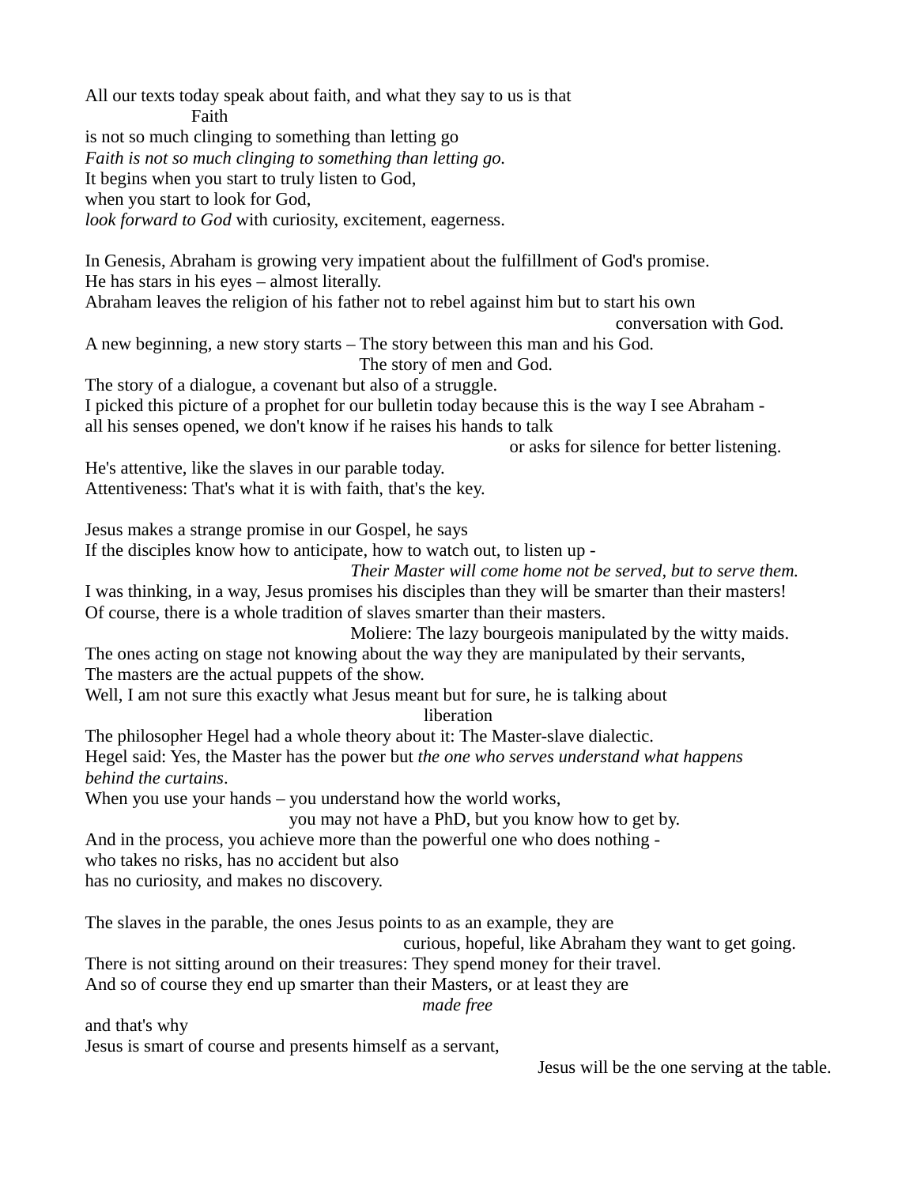All our texts today speak about faith, and what they say to us is that
Faith
is not so much clinging to something than letting go
*Faith is not so much clinging to something than letting go.*
It begins when you start to truly listen to God,
when you start to look for God,
*look forward to God* with curiosity, excitement, eagerness.

In Genesis, Abraham is growing very impatient about the fulfillment of God's promise.
He has stars in his eyes – almost literally.
Abraham leaves the religion of his father not to rebel against him but to start his own
conversation with God.
A new beginning, a new story starts – The story between this man and his God.
The story of men and God.
The story of a dialogue, a covenant but also of a struggle.
I picked this picture of a prophet for our bulletin today because this is the way I see Abraham -
all his senses opened, we don't know if he raises his hands to talk
or asks for silence for better listening.
He's attentive, like the slaves in our parable today.
Attentiveness: That's what it is with faith, that's the key.

Jesus makes a strange promise in our Gospel, he says
If the disciples know how to anticipate, how to watch out, to listen up -
*Their Master will come home not be served, but to serve them.*
I was thinking, in a way, Jesus promises his disciples than they will be smarter than their masters!
Of course, there is a whole tradition of slaves smarter than their masters.
Moliere: The lazy bourgeois manipulated by the witty maids.
The ones acting on stage not knowing about the way they are manipulated by their servants,
The masters are the actual puppets of the show.
Well, I am not sure this exactly what Jesus meant but for sure, he is talking about
liberation
The philosopher Hegel had a whole theory about it: The Master-slave dialectic.
Hegel said: Yes, the Master has the power but *the one who serves understand what happens behind the curtains*.
When you use your hands – you understand how the world works,
you may not have a PhD, but you know how to get by.
And in the process, you achieve more than the powerful one who does nothing -
who takes no risks, has no accident but also
has no curiosity, and makes no discovery.

The slaves in the parable, the ones Jesus points to as an example, they are
curious, hopeful, like Abraham they want to get going.
There is not sitting around on their treasures: They spend money for their travel.
And so of course they end up smarter than their Masters, or at least they are
*made free*
and that's why
Jesus is smart of course and presents himself as a servant,
Jesus will be the one serving at the table.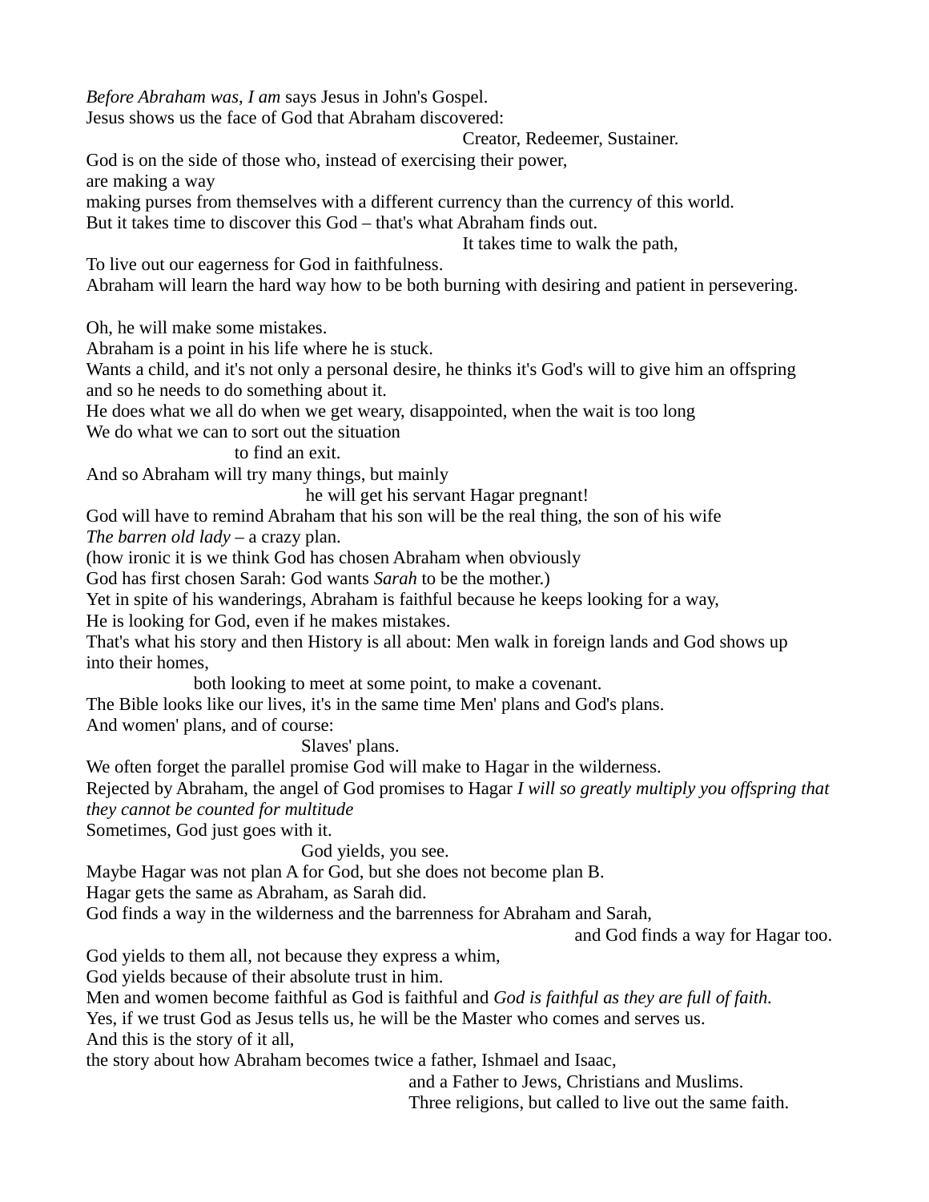*Before Abraham was, I am* says Jesus in John's Gospel.
Jesus shows us the face of God that Abraham discovered:
Creator, Redeemer, Sustainer.
God is on the side of those who, instead of exercising their power,
are making a way
making purses from themselves with a different currency than the currency of this world.
But it takes time to discover this God – that's what Abraham finds out.
It takes time to walk the path,
To live out our eagerness for God in faithfulness.
Abraham will learn the hard way how to be both burning with desiring and patient in persevering.

Oh, he will make some mistakes.
Abraham is a point in his life where he is stuck.
Wants a child, and it's not only a personal desire, he thinks it's God's will to give him an offspring and so he needs to do something about it.
He does what we all do when we get weary, disappointed, when the wait is too long
We do what we can to sort out the situation
to find an exit.
And so Abraham will try many things, but mainly
he will get his servant Hagar pregnant!
God will have to remind Abraham that his son will be the real thing, the son of his wife
*The barren old lady* – a crazy plan.
(how ironic it is we think God has chosen Abraham when obviously
God has first chosen Sarah: God wants *Sarah* to be the mother.)
Yet in spite of his wanderings, Abraham is faithful because he keeps looking for a way,
He is looking for God, even if he makes mistakes.
That's what his story and then History is all about: Men walk in foreign lands and God shows up into their homes,
both looking to meet at some point, to make a covenant.
The Bible looks like our lives, it's in the same time Men' plans and God's plans.
And women' plans, and of course:
Slaves' plans.
We often forget the parallel promise God will make to Hagar in the wilderness.
Rejected by Abraham, the angel of God promises to Hagar *I will so greatly multiply you offspring that they cannot be counted for multitude*
Sometimes, God just goes with it.
God yields, you see.
Maybe Hagar was not plan A for God, but she does not become plan B.
Hagar gets the same as Abraham, as Sarah did.
God finds a way in the wilderness and the barrenness for Abraham and Sarah,
and God finds a way for Hagar too.
God yields to them all, not because they express a whim,
God yields because of their absolute trust in him.
Men and women become faithful as God is faithful and *God is faithful as they are full of faith.*
Yes, if we trust God as Jesus tells us, he will be the Master who comes and serves us.
And this is the story of it all,
the story about how Abraham becomes twice a father, Ishmael and Isaac,
and a Father to Jews, Christians and Muslims.
Three religions, but called to live out the same faith.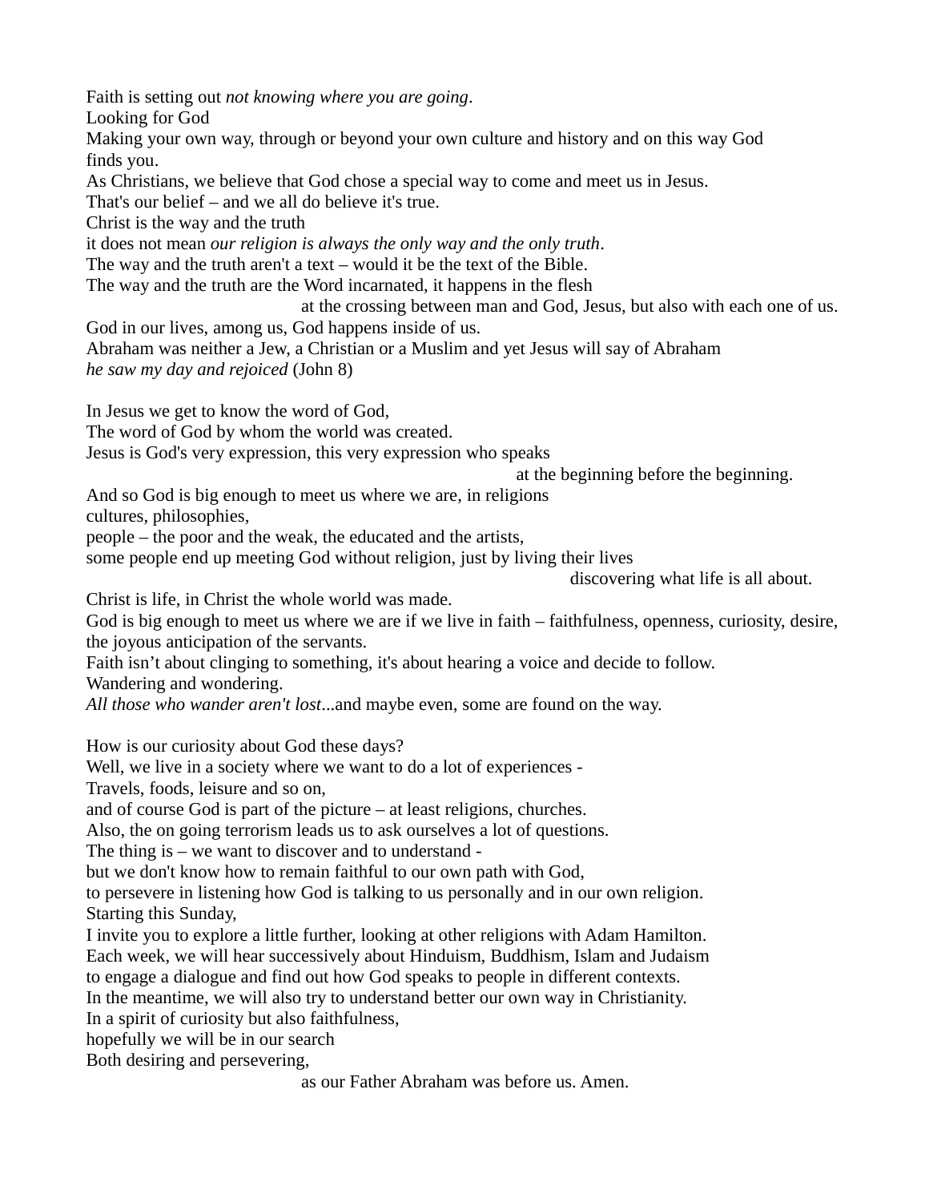Faith is setting out *not knowing where you are going*.
Looking for God
Making your own way, through or beyond your own culture and history and on this way God finds you.
As Christians, we believe that God chose a special way to come and meet us in Jesus.
That's our belief – and we all do believe it's true.
Christ is the way and the truth
it does not mean *our religion is always the only way and the only truth*.
The way and the truth aren't a text – would it be the text of the Bible.
The way and the truth are the Word incarnated, it happens in the flesh
at the crossing between man and God, Jesus, but also with each one of us.
God in our lives, among us, God happens inside of us.
Abraham was neither a Jew, a Christian or a Muslim and yet Jesus will say of Abraham
*he saw my day and rejoiced* (John 8)

In Jesus we get to know the word of God,
The word of God by whom the world was created.
Jesus is God's very expression, this very expression who speaks
at the beginning before the beginning.
And so God is big enough to meet us where we are, in religions
cultures, philosophies,
people – the poor and the weak, the educated and the artists,
some people end up meeting God without religion, just by living their lives
discovering what life is all about.
Christ is life, in Christ the whole world was made.
God is big enough to meet us where we are if we live in faith – faithfulness, openness, curiosity, desire, the joyous anticipation of the servants.
Faith isn't about clinging to something, it's about hearing a voice and decide to follow.
Wandering and wondering.
*All those who wander aren't lost*...and maybe even, some are found on the way.

How is our curiosity about God these days?
Well, we live in a society where we want to do a lot of experiences -
Travels, foods, leisure and so on,
and of course God is part of the picture – at least religions, churches.
Also, the on going terrorism leads us to ask ourselves a lot of questions.
The thing is – we want to discover and to understand -
but we don't know how to remain faithful to our own path with God,
to persevere in listening how God is talking to us personally and in our own religion.
Starting this Sunday,
I invite you to explore a little further, looking at other religions with Adam Hamilton.
Each week, we will hear successively about Hinduism, Buddhism, Islam and Judaism
to engage a dialogue and find out how God speaks to people in different contexts.
In the meantime, we will also try to understand better our own way in Christianity.
In a spirit of curiosity but also faithfulness,
hopefully we will be in our search
Both desiring and persevering,
as our Father Abraham was before us. Amen.